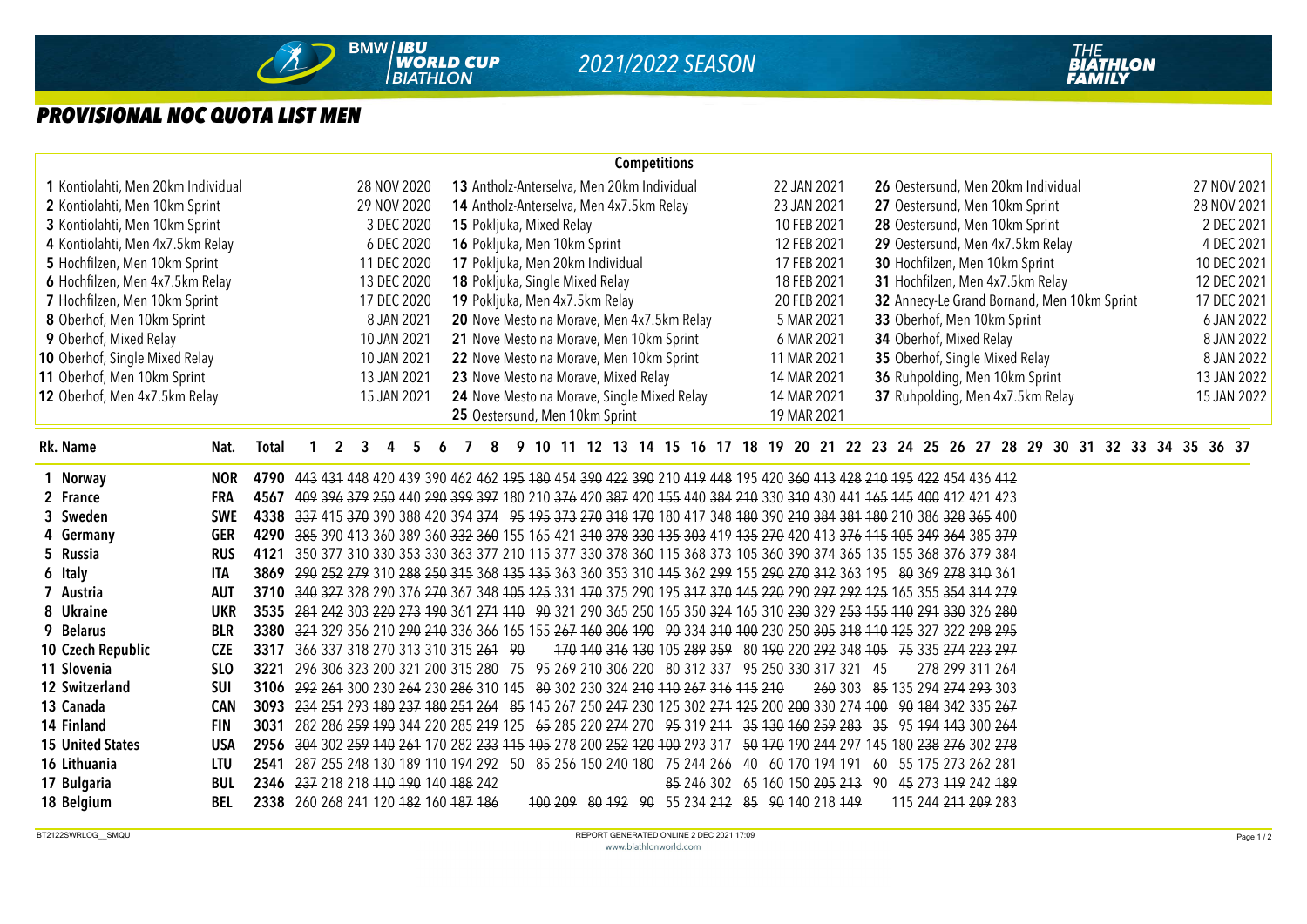## PROVISIONAL NOC QUOTA LIST MEN

**Competitions**

| No. | Competition | Date | No. | Competition | Date | No. | Competition | Date |
|---|---|---|---|---|---|---|---|---|
| **1** | Kontiolahti, Men 20km Individual | 28 NOV 2020 | **13** | Antholz-Anterselva, Men 20km Individual | 22 JAN 2021 | **26** | Oestersund, Men 20km Individual | 27 NOV 2021 |
| **2** | Kontiolahti, Men 10km Sprint | 29 NOV 2020 | **14** | Antholz-Anterselva, Men 4x7.5km Relay | 23 JAN 2021 | **27** | Oestersund, Men 10km Sprint | 28 NOV 2021 |
| **3** | Kontiolahti, Men 10km Sprint | 3 DEC 2020 | **15** | Pokljuka, Mixed Relay | 10 FEB 2021 | **28** | Oestersund, Men 10km Sprint | 2 DEC 2021 |
| **4** | Kontiolahti, Men 4x7.5km Relay | 6 DEC 2020 | **16** | Pokljuka, Men 10km Sprint | 12 FEB 2021 | **29** | Oestersund, Men 4x7.5km Relay | 4 DEC 2021 |
| **5** | Hochfilzen, Men 10km Sprint | 11 DEC 2020 | **17** | Pokljuka, Men 20km Individual | 17 FEB 2021 | **30** | Hochfilzen, Men 10km Sprint | 10 DEC 2021 |
| **6** | Hochfilzen, Men 4x7.5km Relay | 13 DEC 2020 | **18** | Pokljuka, Single Mixed Relay | 18 FEB 2021 | **31** | Hochfilzen, Men 4x7.5km Relay | 12 DEC 2021 |
| **7** | Hochfilzen, Men 10km Sprint | 17 DEC 2020 | **19** | Pokljuka, Men 4x7.5km Relay | 20 FEB 2021 | **32** | Annecy-Le Grand Bornand, Men 10km Sprint | 17 DEC 2021 |
| **8** | Oberhof, Men 10km Sprint | 8 JAN 2021 | **20** | Nove Mesto na Morave, Men 4x7.5km Relay | 5 MAR 2021 | **33** | Oberhof, Men 10km Sprint | 6 JAN 2022 |
| **9** | Oberhof, Mixed Relay | 10 JAN 2021 | **21** | Nove Mesto na Morave, Men 10km Sprint | 6 MAR 2021 | **34** | Oberhof, Mixed Relay | 8 JAN 2022 |
| **10** | Oberhof, Single Mixed Relay | 10 JAN 2021 | **22** | Nove Mesto na Morave, Men 10km Sprint | 11 MAR 2021 | **35** | Oberhof, Single Mixed Relay | 8 JAN 2022 |
| **11** | Oberhof, Men 10km Sprint | 13 JAN 2021 | **23** | Nove Mesto na Morave, Mixed Relay | 14 MAR 2021 | **36** | Ruhpolding, Men 10km Sprint | 13 JAN 2022 |
| **12** | Oberhof, Men 4x7.5km Relay | 15 JAN 2021 | **24** | Nove Mesto na Morave, Single Mixed Relay | 14 MAR 2021 | **37** | Ruhpolding, Men 4x7.5km Relay | 15 JAN 2022 |
| | | | **25** | Oestersund, Men 10km Sprint | 19 MAR 2021 | | | |

| Rk. | Name | Nat. | Total | 1 | 2 | 3 | 4 | 5 | 6 | 7 | 8 | 9 | 10 | 11 | 12 | 13 | 14 | 15 | 16 | 17 | 18 | 19 | 20 | 21 | 22 | 23 | 24 | 25 | 26 | 27 | 28 | 29 | 30 | 31 | 32 | 33 | 34 | 35 | 36 | 37 |
|---|---|---|---|---|---|---|---|---|---|---|---|---|---|---|---|---|---|---|---|---|---|---|---|---|---|---|---|---|---|---|---|---|---|---|---|---|---|---|---|---|
| 1 | **Norway** | **NOR** | **4790** | ~~443~~ | ~~431~~ | 448 | 420 | 439 | 390 | 462 | 462 | ~~195~~ | ~~180~~ | 454 | ~~390~~ | 422 | ~~390~~ | 210 | ~~419~~ | 448 | 195 | 420 | ~~360~~ | ~~413~~ | ~~428~~ | ~~210~~ | ~~195~~ | ~~422~~ | 454 | 436 | ~~412~~ | | | | | | | | | |
| 2 | **France** | **FRA** | **4567** | ~~409~~ | ~~396~~ | ~~379~~ | ~~250~~ | 440 | ~~290~~ | ~~399~~ | ~~397~~ | 180 | 210 | ~~376~~ | 420 | ~~387~~ | 420 | ~~155~~ | 440 | ~~384~~ | ~~210~~ | 330 | ~~310~~ | 430 | 441 | ~~165~~ | ~~145~~ | ~~400~~ | 412 | 421 | 423 | | | | | | | | | |
| 3 | **Sweden** | **SWE** | **4338** | ~~337~~ | 415 | ~~370~~ | 390 | 388 | 420 | 394 | ~~374~~ | ~~95~~ | ~~195~~ | ~~373~~ | ~~270~~ | ~~318~~ | ~~170~~ | 180 | 417 | 348 | ~~180~~ | 390 | ~~210~~ | ~~384~~ | ~~381~~ | ~~180~~ | 210 | 386 | ~~328~~ | ~~365~~ | 400 | | | | | | | | | |
| 4 | **Germany** | **GER** | **4290** | ~~385~~ | 390 | 413 | 360 | 389 | 360 | ~~332~~ | ~~360~~ | 155 | 165 | 421 | ~~310~~ | ~~378~~ | ~~330~~ | ~~135~~ | ~~303~~ | 419 | ~~135~~ | ~~270~~ | 420 | 413 | ~~376~~ | ~~115~~ | ~~105~~ | ~~349~~ | ~~364~~ | 385 | ~~379~~ | | | | | | | | | |
| 5 | **Russia** | **RUS** | **4121** | ~~350~~ | 377 | ~~310~~ | ~~330~~ | ~~353~~ | ~~330~~ | ~~363~~ | 377 | 210 | ~~115~~ | 377 | ~~330~~ | 378 | 360 | ~~115~~ | ~~368~~ | ~~373~~ | ~~105~~ | 360 | 390 | 374 | ~~365~~ | ~~135~~ | 155 | ~~368~~ | ~~376~~ | 379 | 384 | | | | | | | | | |
| 6 | **Italy** | **ITA** | **3869** | ~~290~~ | ~~252~~ | ~~279~~ | 310 | ~~288~~ | ~~250~~ | ~~315~~ | 368 | ~~135~~ | ~~135~~ | 363 | 360 | 353 | 310 | ~~145~~ | 362 | ~~299~~ | 155 | ~~290~~ | ~~270~~ | ~~312~~ | 363 | 195 | ~~80~~ | 369 | ~~278~~ | ~~310~~ | 361 | | | | | | | | | |
| 7 | **Austria** | **AUT** | **3710** | ~~340~~ | ~~327~~ | 328 | 290 | 376 | ~~270~~ | 367 | 348 | ~~105~~ | ~~125~~ | 331 | ~~170~~ | 375 | 290 | 195 | ~~317~~ | ~~370~~ | ~~145~~ | ~~220~~ | 290 | ~~297~~ | ~~292~~ | ~~125~~ | 165 | 355 | ~~354~~ | ~~314~~ | ~~279~~ | | | | | | | | | |
| 8 | **Ukraine** | **UKR** | **3535** | ~~281~~ | ~~242~~ | 303 | ~~220~~ | ~~273~~ | ~~190~~ | 361 | ~~271~~ | ~~110~~ | ~~90~~ | 321 | 290 | 365 | 250 | 165 | 350 | ~~324~~ | 165 | 310 | ~~230~~ | 329 | ~~253~~ | ~~155~~ | ~~110~~ | ~~291~~ | ~~330~~ | 326 | ~~280~~ | | | | | | | | | |
| 9 | **Belarus** | **BLR** | **3380** | ~~321~~ | 329 | 356 | 210 | ~~290~~ | ~~210~~ | 336 | 366 | 165 | 155 | ~~267~~ | ~~160~~ | ~~306~~ | ~~190~~ | ~~90~~ | 334 | ~~310~~ | ~~100~~ | 230 | 250 | ~~305~~ | ~~318~~ | ~~110~~ | ~~125~~ | 327 | 322 | ~~298~~ | ~~295~~ | | | | | | | | | |
| 10 | **Czech Republic** | **CZE** | **3317** | 366 | 337 | 318 | 270 | 313 | 310 | 315 | ~~261~~ | ~~90~~ | | ~~170~~ | ~~140~~ | ~~316~~ | ~~130~~ | 105 | ~~289~~ | ~~359~~ | 80 | ~~190~~ | 220 | ~~292~~ | 348 | ~~105~~ | ~~75~~ | 335 | ~~274~~ | ~~223~~ | ~~297~~ | | | | | | | | | |
| 11 | **Slovenia** | **SLO** | **3221** | ~~296~~ | ~~306~~ | 323 | ~~200~~ | 321 | ~~200~~ | 315 | ~~280~~ | ~~75~~ | 95 | ~~269~~ | ~~210~~ | ~~306~~ | 220 | 80 | 312 | 337 | ~~95~~ | 250 | 330 | 317 | 321 | ~~45~~ | | ~~278~~ | ~~299~~ | ~~311~~ | ~~264~~ | | | | | | | | | |
| 12 | **Switzerland** | **SUI** | **3106** | ~~292~~ | ~~261~~ | 300 | 230 | ~~264~~ | 230 | ~~286~~ | 310 | 145 | ~~80~~ | 302 | 230 | 324 | ~~210~~ | ~~110~~ | ~~267~~ | ~~316~~ | ~~115~~ | ~~210~~ | | ~~260~~ | 303 | ~~85~~ | 135 | 294 | ~~274~~ | ~~293~~ | 303 | | | | | | | | | |
| 13 | **Canada** | **CAN** | **3093** | ~~234~~ | ~~251~~ | 293 | ~~180~~ | ~~237~~ | ~~180~~ | ~~251~~ | ~~264~~ | ~~85~~ | 145 | 267 | 250 | ~~247~~ | 230 | 125 | 302 | ~~271~~ | ~~125~~ | 200 | ~~200~~ | 330 | 274 | ~~100~~ | ~~90~~ | ~~184~~ | 342 | 335 | ~~267~~ | | | | | | | | | |
| 14 | **Finland** | **FIN** | **3031** | 282 | 286 | ~~259~~ | ~~190~~ | 344 | 220 | 285 | ~~219~~ | 125 | ~~65~~ | 285 | 220 | ~~274~~ | 270 | ~~95~~ | 319 | ~~211~~ | ~~35~~ | ~~130~~ | ~~160~~ | ~~259~~ | ~~283~~ | ~~35~~ | 95 | ~~194~~ | ~~143~~ | 300 | ~~264~~ | | | | | | | | | |
| 15 | **United States** | **USA** | **2956** | ~~304~~ | 302 | ~~259~~ | ~~140~~ | ~~261~~ | 170 | 282 | ~~233~~ | ~~115~~ | ~~105~~ | 278 | 200 | ~~252~~ | ~~120~~ | ~~100~~ | 293 | 317 | ~~50~~ | ~~170~~ | 190 | ~~244~~ | 297 | 145 | 180 | ~~238~~ | ~~276~~ | 302 | ~~278~~ | | | | | | | | | |
| 16 | **Lithuania** | **LTU** | **2541** | 287 | 255 | 248 | ~~130~~ | ~~189~~ | ~~110~~ | ~~194~~ | 292 | ~~50~~ | 85 | 256 | 150 | ~~240~~ | 180 | 75 | ~~244~~ | ~~266~~ | ~~40~~ | ~~60~~ | 170 | ~~194~~ | ~~191~~ | ~~60~~ | ~~55~~ | ~~175~~ | ~~273~~ | 262 | 281 | | | | | | | | | |
| 17 | **Bulgaria** | **BUL** | **2346** | ~~237~~ | 218 | 218 | ~~110~~ | ~~190~~ | 140 | ~~188~~ | 242 | | | | | | ~~85~~ | 246 | 302 | 65 | 160 | 150 | ~~205~~ | ~~213~~ | 90 | ~~45~~ | 273 | ~~119~~ | 242 | ~~189~~ | | | | | | | | | | |
| 18 | **Belgium** | **BEL** | **2338** | 260 | 268 | 241 | 120 | ~~182~~ | 160 | ~~187~~ | ~~186~~ | | ~~100~~ | ~~209~~ | ~~80~~ | ~~192~~ | ~~90~~ | 55 | 234 | ~~212~~ | ~~85~~ | ~~90~~ | 140 | 218 | ~~149~~ | | 115 | 244 | ~~211~~ | ~~209~~ | 283 | | | | | | | | | |

BT2122SWRLOG__SMQU — REPORT GENERATED ONLINE 2 DEC 2021 17:09 — www.biathlonworld.com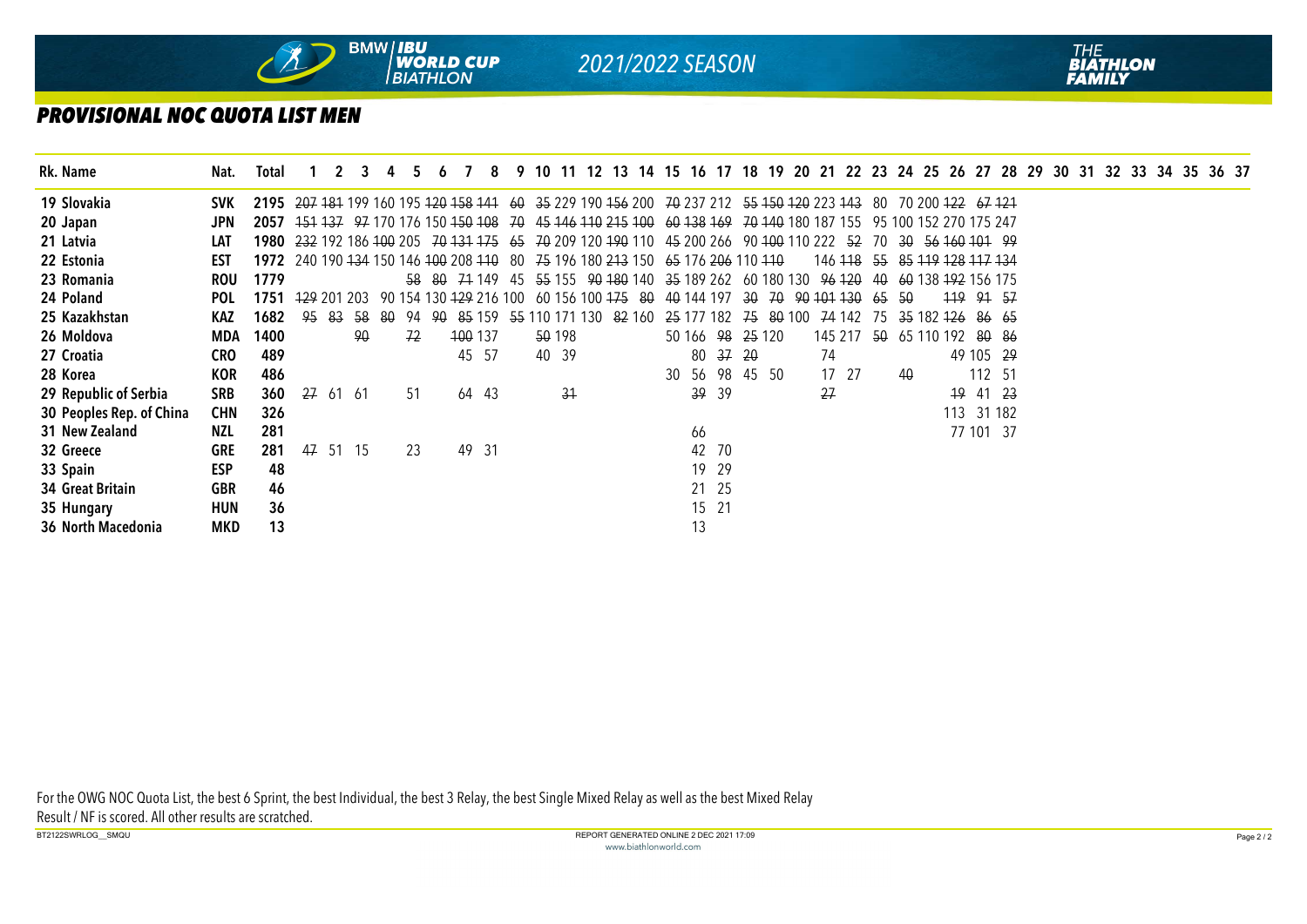## PROVISIONAL NOC QUOTA LIST MEN

| Rk. | Name | Nat. | Total | 1 | 2 | 3 | 4 | 5 | 6 | 7 | 8 | 9 | 10 | 11 | 12 | 13 | 14 | 15 | 16 | 17 | 18 | 19 | 20 | 21 | 22 | 23 | 24 | 25 | 26 | 27 | 28 | 29 | 30 | 31 | 32 | 33 | 34 | 35 | 36 | 37 |
|---|---|---|---|---|---|---|---|---|---|---|---|---|---|---|---|---|---|---|---|---|---|---|---|---|---|---|---|---|---|---|---|---|---|---|---|---|---|---|---|---|
| 19 | Slovakia | SVK | 2195 | ~~207~~ | ~~181~~ | 199 | 160 | 195 | ~~120~~ | ~~158~~ | ~~141~~ | ~~60~~ | ~~35~~ | 229 | 190 | ~~156~~ | 200 | ~~70~~ | 237 | 212 | ~~55~~ | ~~150~~ | ~~120~~ | 223 | ~~143~~ | 80 | 70 | 200 | ~~122~~ | ~~67~~ | ~~121~~ | | | | | | | | | |
| 20 | Japan | JPN | 2057 | ~~151~~ | ~~137~~ | ~~97~~ | 170 | 176 | 150 | ~~150~~ | ~~108~~ | ~~70~~ | ~~45~~ | ~~146~~ | ~~110~~ | ~~215~~ | ~~100~~ | ~~60~~ | ~~138~~ | ~~169~~ | ~~70~~ | ~~140~~ | 180 | 187 | 155 | 95 | 100 | 152 | 270 | 175 | 247 | | | | | | | | | |
| 21 | Latvia | LAT | 1980 | ~~232~~ | 192 | 186 | ~~100~~ | 205 | ~~70~~ | ~~131~~ | ~~175~~ | ~~65~~ | ~~70~~ | 209 | 120 | ~~190~~ | 110 | ~~45~~ | 200 | 266 | 90 | ~~100~~ | 110 | 222 | ~~52~~ | 70 | ~~30~~ | ~~56~~ | ~~160~~ | ~~101~~ | ~~99~~ | | | | | | | | | |
| 22 | Estonia | EST | 1972 | 240 | 190 | ~~134~~ | 150 | 146 | ~~100~~ | 208 | ~~110~~ | 80 | ~~75~~ | 196 | 180 | ~~213~~ | 150 | ~~65~~ | 176 | ~~206~~ | 110 | ~~110~~ | | 146 | ~~118~~ | ~~55~~ | ~~85~~ | ~~119~~ | ~~128~~ | ~~117~~ | ~~134~~ | | | | | | | | | |
| 23 | Romania | ROU | 1779 | | | | | ~~58~~ | ~~80~~ | ~~71~~ | 149 | 45 | ~~55~~ | 155 | ~~90~~ | ~~180~~ | 140 | ~~35~~ | 189 | 262 | 60 | 180 | 130 | ~~96~~ | ~~120~~ | ~~40~~ | ~~60~~ | 138 | ~~192~~ | 156 | 175 | | | | | | | | | |
| 24 | Poland | POL | 1751 | ~~129~~ | 201 | 203 | 90 | 154 | 130 | ~~129~~ | 216 | 100 | 60 | 156 | 100 | ~~175~~ | ~~80~~ | ~~40~~ | 144 | 197 | ~~30~~ | ~~70~~ | ~~90~~ | ~~101~~ | ~~130~~ | ~~65~~ | ~~50~~ | | ~~119~~ | ~~91~~ | ~~57~~ | | | | | | | | | |
| 25 | Kazakhstan | KAZ | 1682 | ~~95~~ | ~~83~~ | ~~58~~ | ~~80~~ | 94 | ~~90~~ | ~~85~~ | 159 | ~~55~~ | 110 | 171 | 130 | ~~82~~ | 160 | ~~25~~ | 177 | 182 | ~~75~~ | ~~80~~ | 100 | ~~74~~ | 142 | 75 | ~~35~~ | 182 | ~~126~~ | ~~86~~ | ~~65~~ | | | | | | | | | |
| 26 | Moldova | MDA | 1400 | | | ~~90~~ | | ~~72~~ | | ~~100~~ | 137 | | ~~50~~ | 198 | | | | 50 | 166 | ~~98~~ | ~~25~~ | 120 | | 145 | 217 | ~~50~~ | 65 | 110 | 192 | ~~80~~ | ~~86~~ | | | | | | | | | |
| 27 | Croatia | CRO | 489 | | | | | | | 45 | 57 | | 40 | 39 | | | | | 80 | ~~37~~ | ~~20~~ | | | 74 | | | | | 49 | 105 | ~~29~~ | | | | | | | | | |
| 28 | Korea | KOR | 486 | | | | | | | | | | | | | | | 30 | 56 | 98 | 45 | 50 | | 17 | 27 | | ~~40~~ | | | 112 | 51 | | | | | | | | | |
| 29 | Republic of Serbia | SRB | 360 | ~~27~~ | 61 | 61 | | 51 | | 64 | 43 | | | ~~31~~ | | | | | ~~39~~ | 39 | | | | ~~27~~ | | | | | ~~19~~ | 41 | ~~23~~ | | | | | | | | | |
| 30 | Peoples Rep. of China | CHN | 326 | | | | | | | | | | | | | | | | | | | | | | | | | | 113 | 31 | 182 | | | | | | | | | |
| 31 | New Zealand | NZL | 281 | | | | | | | | | | | | | | | | 66 | | | | | | | | | | 77 | 101 | 37 | | | | | | | | | |
| 32 | Greece | GRE | 281 | ~~47~~ | 51 | 15 | | 23 | | 49 | 31 | | | | | | | | 42 | 70 | | | | | | | | | | | | | | | | | | | | |
| 33 | Spain | ESP | 48 | | | | | | | | | | | | | | | | 19 | 29 | | | | | | | | | | | | | | | | | | | | |
| 34 | Great Britain | GBR | 46 | | | | | | | | | | | | | | | | 21 | 25 | | | | | | | | | | | | | | | | | | | | |
| 35 | Hungary | HUN | 36 | | | | | | | | | | | | | | | | 15 | 21 | | | | | | | | | | | | | | | | | | | | |
| 36 | North Macedonia | MKD | 13 | | | | | | | | | | | | | | | | 13 | | | | | | | | | | | | | | | | | | | | | |

For the OWG NOC Quota List, the best 6 Sprint, the best Individual, the best 3 Relay, the best Single Mixed Relay as well as the best Mixed Relay Result / NF is scored. All other results are scratched.